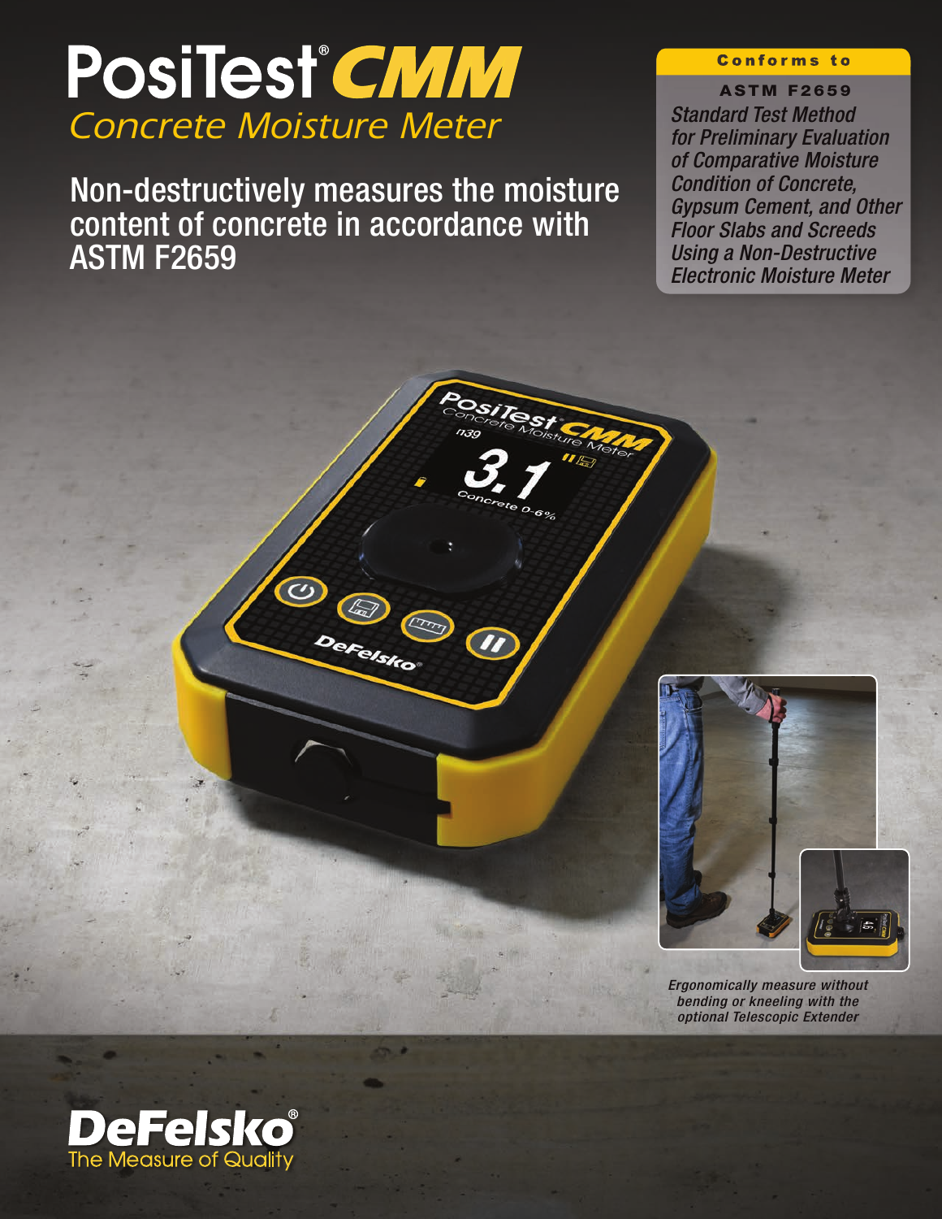# PosiTest® CMM

*Concrete Moisture Meter*

## Non-destructively measures the moisture content of concrete in accordance with ASTM F2659

**Conforms to**

**ASTM F2659**

*Standard Test Method for Preliminary Evaluation of Comparative Moisture Condition of Concrete, Gypsum Cement, and Other Floor Slabs and Screeds Using a Non-Destructive Electronic Moisture Meter*

*Ergonomically measure without bending or kneeling with the optional Telescopic Extender*

**DeFelsko®**
The Measure of Quality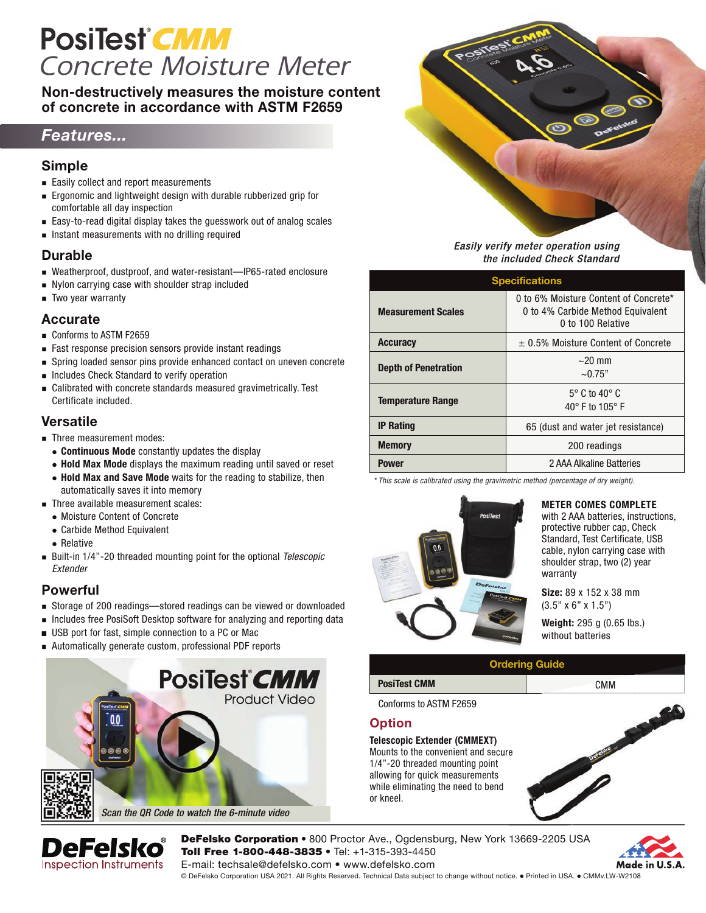# PosiTest® CMM
## Concrete Moisture Meter

**Non-destructively measures the moisture content of concrete in accordance with ASTM F2659**

## Features...

### Simple

- Easily collect and report measurements
- Ergonomic and lightweight design with durable rubberized grip for comfortable all day inspection
- Easy-to-read digital display takes the guesswork out of analog scales
- Instant measurements with no drilling required

### Durable

- Weatherproof, dustproof, and water-resistant—IP65-rated enclosure
- Nylon carrying case with shoulder strap included
- Two year warranty

### Accurate

- Conforms to ASTM F2659
- Fast response precision sensors provide instant readings
- Spring loaded sensor pins provide enhanced contact on uneven concrete
- Includes Check Standard to verify operation
- Calibrated with concrete standards measured gravimetrically. Test Certificate included.

### Versatile

- Three measurement modes:
  - **Continuous Mode** constantly updates the display
  - **Hold Max Mode** displays the maximum reading until saved or reset
  - **Hold Max and Save Mode** waits for the reading to stabilize, then automatically saves it into memory
- Three available measurement scales:
  - Moisture Content of Concrete
  - Carbide Method Equivalent
  - Relative
- Built-in 1/4"-20 threaded mounting point for the optional *Telescopic Extender*

### Powerful

- Storage of 200 readings—stored readings can be viewed or downloaded
- Includes free PosiSoft Desktop software for analyzing and reporting data
- USB port for fast, simple connection to a PC or Mac
- Automatically generate custom, professional PDF reports

PosiTest CMM Product Video

*Scan the QR Code to watch the 6-minute video*

*Easily verify meter operation using the included Check Standard*

| Specifications | |
|---|---|
| **Measurement Scales** | 0 to 6% Moisture Content of Concrete*<br>0 to 4% Carbide Method Equivalent<br>0 to 100 Relative |
| **Accuracy** | ± 0.5% Moisture Content of Concrete |
| **Depth of Penetration** | ~20 mm<br>~0.75" |
| **Temperature Range** | 5° C to 40° C<br>40° F to 105° F |
| **IP Rating** | 65 (dust and water jet resistance) |
| **Memory** | 200 readings |
| **Power** | 2 AAA Alkaline Batteries |

*\* This scale is calibrated using the gravimetric method (percentage of dry weight).*

**METER COMES COMPLETE** with 2 AAA batteries, instructions, protective rubber cap, Check Standard, Test Certificate, USB cable, nylon carrying case with shoulder strap, two (2) year warranty

**Size:** 89 x 152 x 38 mm (3.5" x 6" x 1.5")

**Weight:** 295 g (0.65 lbs.) without batteries

| Ordering Guide | |
|---|---|
| **PosiTest CMM** | CMM |

Conforms to ASTM F2659

### Option

**Telescopic Extender (CMMEXT)**
Mounts to the convenient and secure 1/4"-20 threaded mounting point allowing for quick measurements while eliminating the need to bend or kneel.

**DeFelsko** Inspection Instruments

**DeFelsko Corporation** • 800 Proctor Ave., Ogdensburg, New York 13669-2205 USA
**Toll Free 1-800-448-3835** • Tel: +1-315-393-4450
E-mail: techsale@defelsko.com • www.defelsko.com

© DeFelsko Corporation USA 2021. All Rights Reserved. Technical Data subject to change without notice. ● Printed in USA. ● CMMv.LW-W2108

Made in U.S.A.